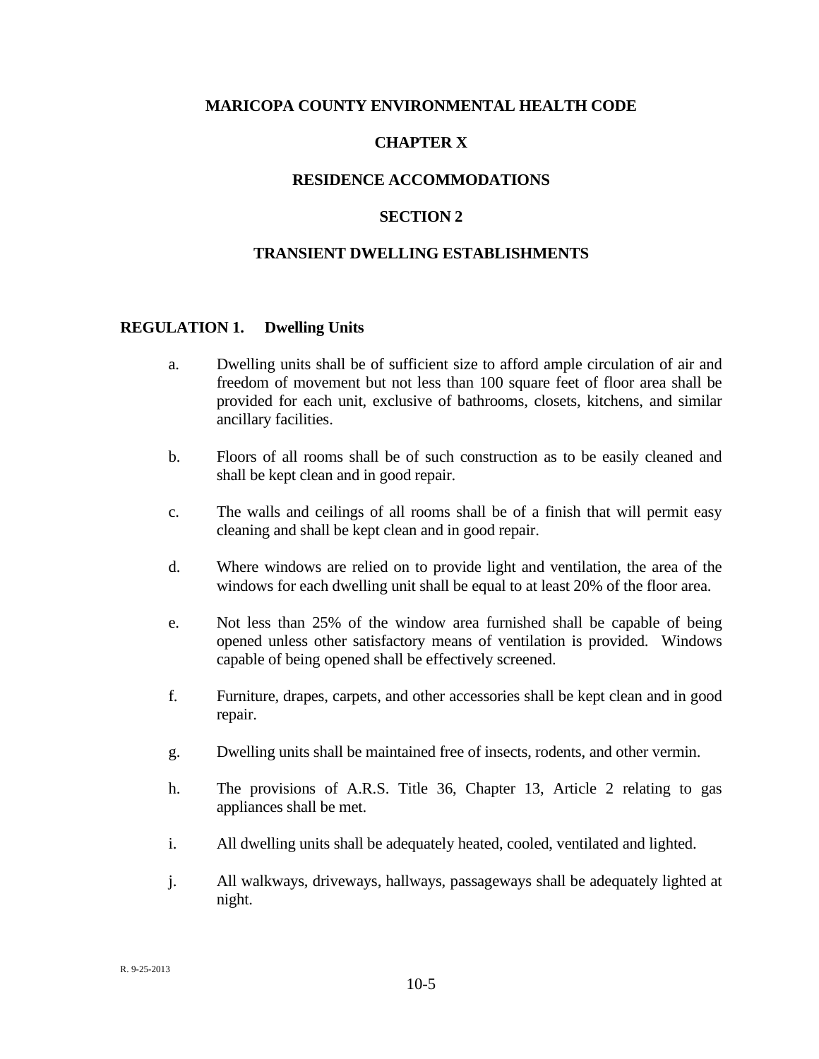# MARICOPA COUNTY ENVIRONMENTAL HEALTH CODE

## CHAPTER X

## RESIDENCE ACCOMMODATIONS

## SECTION 2

## TRANSIENT DWELLING ESTABLISHMENTS

### REGULATION 1. Dwelling Units

a. Dwelling units shall be of sufficient size to afford ample circulation of air and freedom of movement but not less than 100 square feet of floor area shall be provided for each unit, exclusive of bathrooms, closets, kitchens, and similar ancillary facilities.

b. Floors of all rooms shall be of such construction as to be easily cleaned and shall be kept clean and in good repair.

c. The walls and ceilings of all rooms shall be of a finish that will permit easy cleaning and shall be kept clean and in good repair.

d. Where windows are relied on to provide light and ventilation, the area of the windows for each dwelling unit shall be equal to at least 20% of the floor area.

e. Not less than 25% of the window area furnished shall be capable of being opened unless other satisfactory means of ventilation is provided. Windows capable of being opened shall be effectively screened.

f. Furniture, drapes, carpets, and other accessories shall be kept clean and in good repair.

g. Dwelling units shall be maintained free of insects, rodents, and other vermin.

h. The provisions of A.R.S. Title 36, Chapter 13, Article 2 relating to gas appliances shall be met.

i. All dwelling units shall be adequately heated, cooled, ventilated and lighted.

j. All walkways, driveways, hallways, passageways shall be adequately lighted at night.

R. 9-25-2013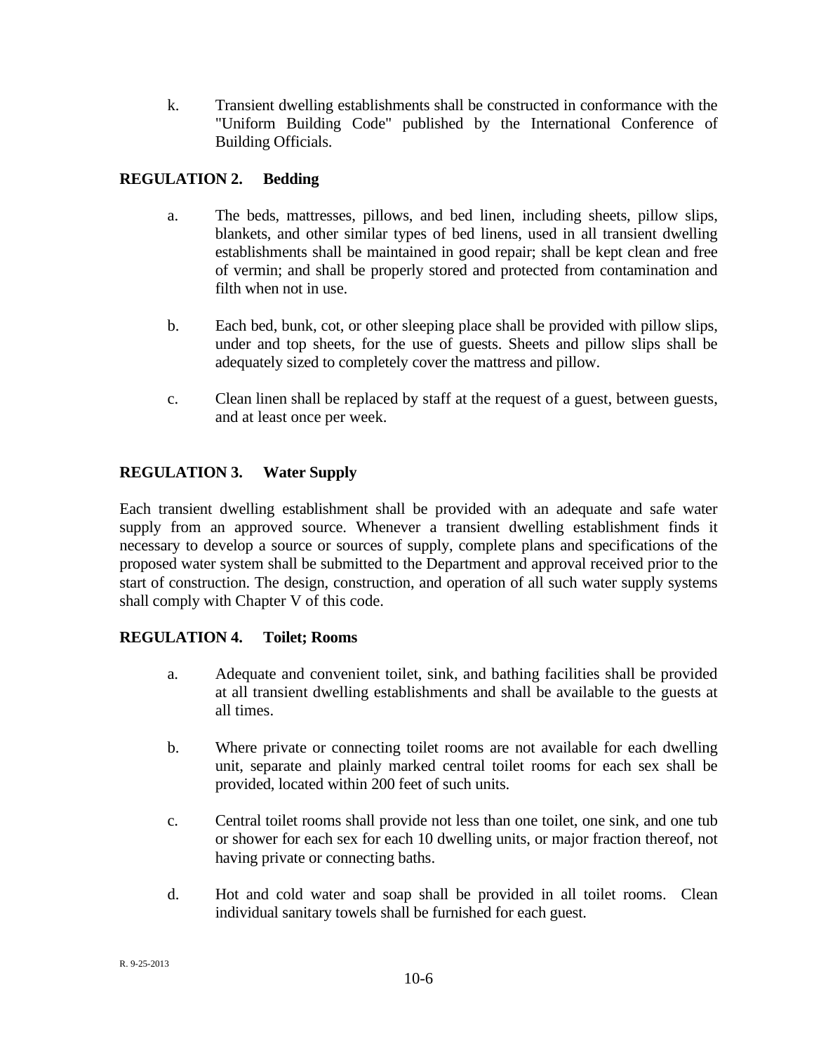k. Transient dwelling establishments shall be constructed in conformance with the "Uniform Building Code" published by the International Conference of Building Officials.

## REGULATION 2. Bedding

a. The beds, mattresses, pillows, and bed linen, including sheets, pillow slips, blankets, and other similar types of bed linens, used in all transient dwelling establishments shall be maintained in good repair; shall be kept clean and free of vermin; and shall be properly stored and protected from contamination and filth when not in use.

b. Each bed, bunk, cot, or other sleeping place shall be provided with pillow slips, under and top sheets, for the use of guests. Sheets and pillow slips shall be adequately sized to completely cover the mattress and pillow.

c. Clean linen shall be replaced by staff at the request of a guest, between guests, and at least once per week.

## REGULATION 3. Water Supply

Each transient dwelling establishment shall be provided with an adequate and safe water supply from an approved source. Whenever a transient dwelling establishment finds it necessary to develop a source or sources of supply, complete plans and specifications of the proposed water system shall be submitted to the Department and approval received prior to the start of construction. The design, construction, and operation of all such water supply systems shall comply with Chapter V of this code.

## REGULATION 4. Toilet; Rooms

a. Adequate and convenient toilet, sink, and bathing facilities shall be provided at all transient dwelling establishments and shall be available to the guests at all times.

b. Where private or connecting toilet rooms are not available for each dwelling unit, separate and plainly marked central toilet rooms for each sex shall be provided, located within 200 feet of such units.

c. Central toilet rooms shall provide not less than one toilet, one sink, and one tub or shower for each sex for each 10 dwelling units, or major fraction thereof, not having private or connecting baths.

d. Hot and cold water and soap shall be provided in all toilet rooms. Clean individual sanitary towels shall be furnished for each guest.

R. 9-25-2013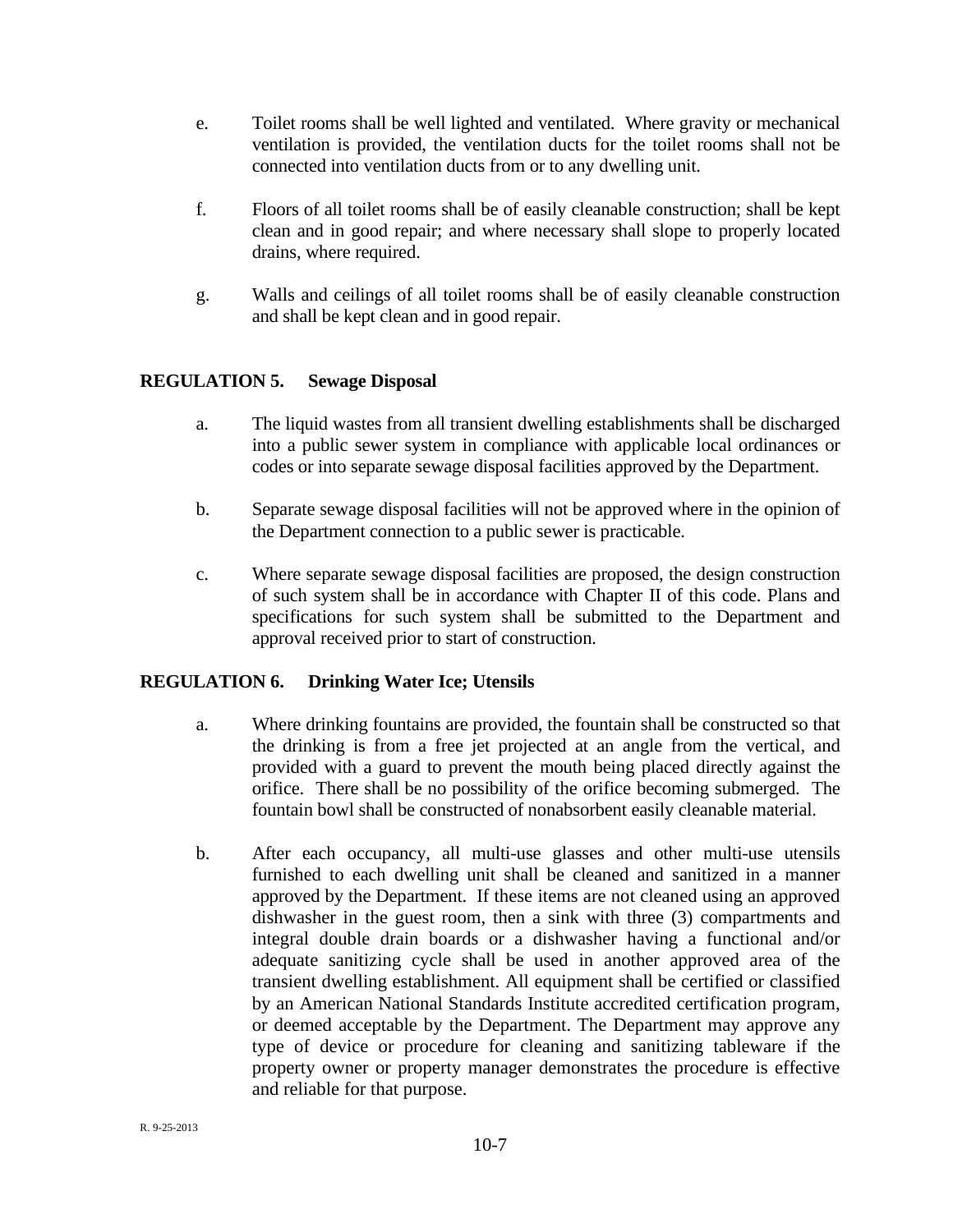e. Toilet rooms shall be well lighted and ventilated. Where gravity or mechanical ventilation is provided, the ventilation ducts for the toilet rooms shall not be connected into ventilation ducts from or to any dwelling unit.

f. Floors of all toilet rooms shall be of easily cleanable construction; shall be kept clean and in good repair; and where necessary shall slope to properly located drains, where required.

g. Walls and ceilings of all toilet rooms shall be of easily cleanable construction and shall be kept clean and in good repair.

### REGULATION 5. Sewage Disposal

a. The liquid wastes from all transient dwelling establishments shall be discharged into a public sewer system in compliance with applicable local ordinances or codes or into separate sewage disposal facilities approved by the Department.

b. Separate sewage disposal facilities will not be approved where in the opinion of the Department connection to a public sewer is practicable.

c. Where separate sewage disposal facilities are proposed, the design construction of such system shall be in accordance with Chapter II of this code. Plans and specifications for such system shall be submitted to the Department and approval received prior to start of construction.

### REGULATION 6. Drinking Water Ice; Utensils

a. Where drinking fountains are provided, the fountain shall be constructed so that the drinking is from a free jet projected at an angle from the vertical, and provided with a guard to prevent the mouth being placed directly against the orifice. There shall be no possibility of the orifice becoming submerged. The fountain bowl shall be constructed of nonabsorbent easily cleanable material.

b. After each occupancy, all multi-use glasses and other multi-use utensils furnished to each dwelling unit shall be cleaned and sanitized in a manner approved by the Department. If these items are not cleaned using an approved dishwasher in the guest room, then a sink with three (3) compartments and integral double drain boards or a dishwasher having a functional and/or adequate sanitizing cycle shall be used in another approved area of the transient dwelling establishment. All equipment shall be certified or classified by an American National Standards Institute accredited certification program, or deemed acceptable by the Department. The Department may approve any type of device or procedure for cleaning and sanitizing tableware if the property owner or property manager demonstrates the procedure is effective and reliable for that purpose.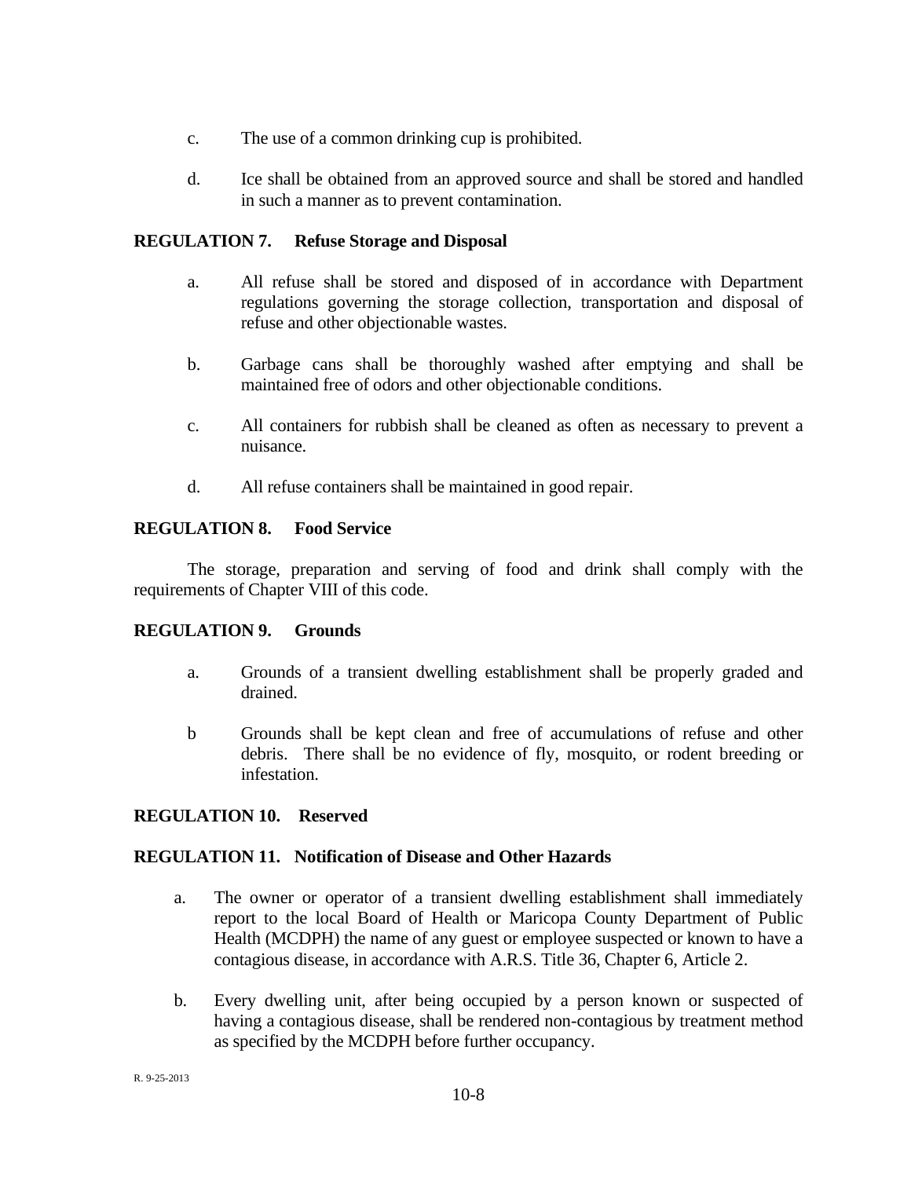c. The use of a common drinking cup is prohibited.

d. Ice shall be obtained from an approved source and shall be stored and handled in such a manner as to prevent contamination.

**REGULATION 7. Refuse Storage and Disposal**

a. All refuse shall be stored and disposed of in accordance with Department regulations governing the storage collection, transportation and disposal of refuse and other objectionable wastes.

b. Garbage cans shall be thoroughly washed after emptying and shall be maintained free of odors and other objectionable conditions.

c. All containers for rubbish shall be cleaned as often as necessary to prevent a nuisance.

d. All refuse containers shall be maintained in good repair.

**REGULATION 8. Food Service**

The storage, preparation and serving of food and drink shall comply with the requirements of Chapter VIII of this code.

**REGULATION 9. Grounds**

a. Grounds of a transient dwelling establishment shall be properly graded and drained.

b Grounds shall be kept clean and free of accumulations of refuse and other debris. There shall be no evidence of fly, mosquito, or rodent breeding or infestation.

**REGULATION 10. Reserved**

**REGULATION 11. Notification of Disease and Other Hazards**

a. The owner or operator of a transient dwelling establishment shall immediately report to the local Board of Health or Maricopa County Department of Public Health (MCDPH) the name of any guest or employee suspected or known to have a contagious disease, in accordance with A.R.S. Title 36, Chapter 6, Article 2.

b. Every dwelling unit, after being occupied by a person known or suspected of having a contagious disease, shall be rendered non-contagious by treatment method as specified by the MCDPH before further occupancy.

R. 9-25-2013